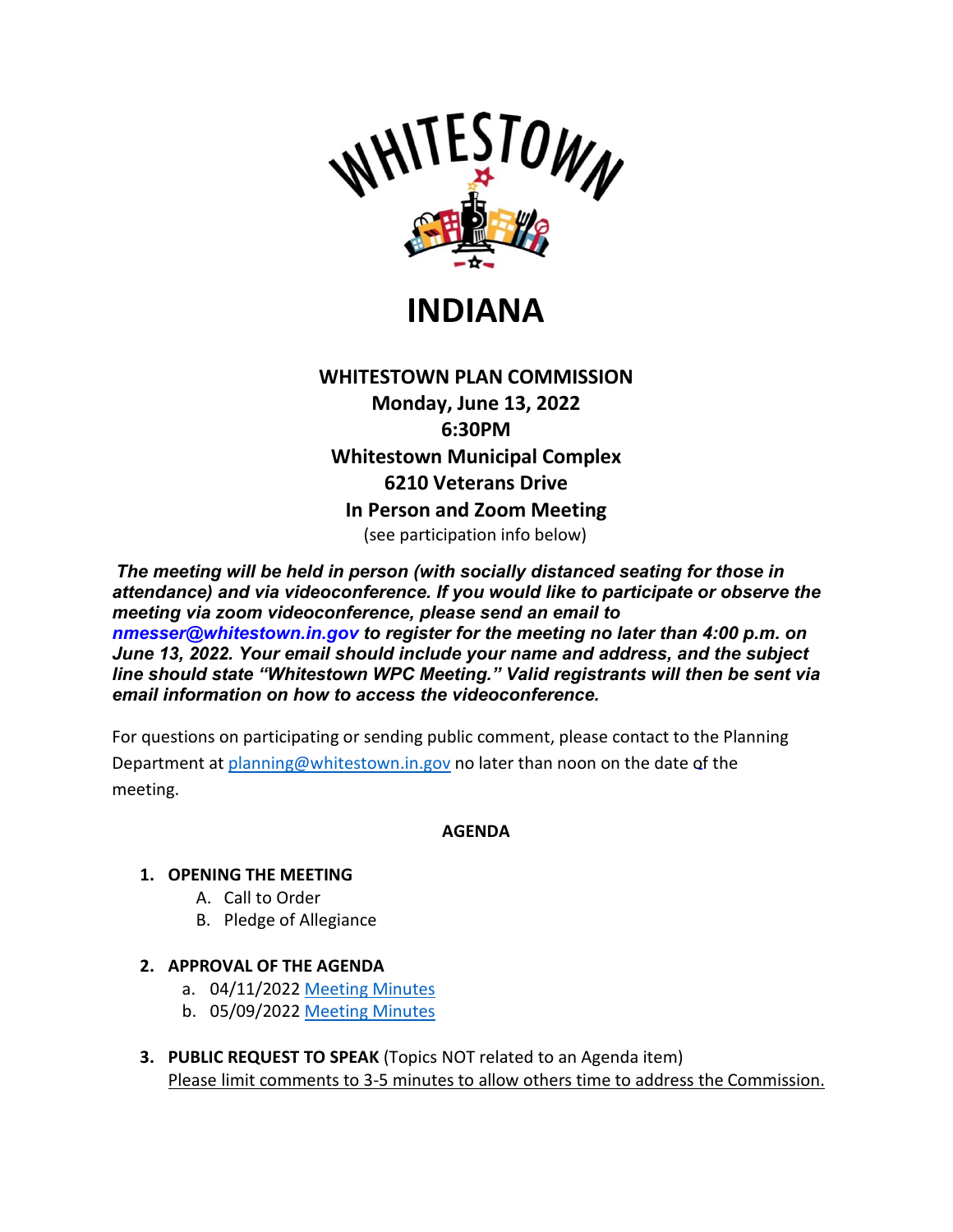# WHITESTOWN

# INDIANA

**WHITESTOWN PLAN COMMISSION**
**Monday, June 13, 2022**
**6:30PM**
**Whitestown Municipal Complex**
**6210 Veterans Drive**
**In Person and Zoom Meeting**
(see participation info below)

***The meeting will be held in person (with socially distanced seating for those in attendance) and via videoconference. If you would like to participate or observe the meeting via zoom videoconference, please send an email to nmesser@whitestown.in.gov to register for the meeting no later than 4:00 p.m. on June 13, 2022. Your email should include your name and address, and the subject line should state "Whitestown WPC Meeting." Valid registrants will then be sent via email information on how to access the videoconference.***

For questions on participating or sending public comment, please contact to the Planning Department at planning@whitestown.in.gov no later than noon on the date of the meeting.

**AGENDA**

1. **OPENING THE MEETING**
   A. Call to Order
   B. Pledge of Allegiance

2. **APPROVAL OF THE AGENDA**
   a. 04/11/2022 Meeting Minutes
   b. 05/09/2022 Meeting Minutes

3. **PUBLIC REQUEST TO SPEAK** (Topics NOT related to an Agenda item)
   Please limit comments to 3-5 minutes to allow others time to address the Commission.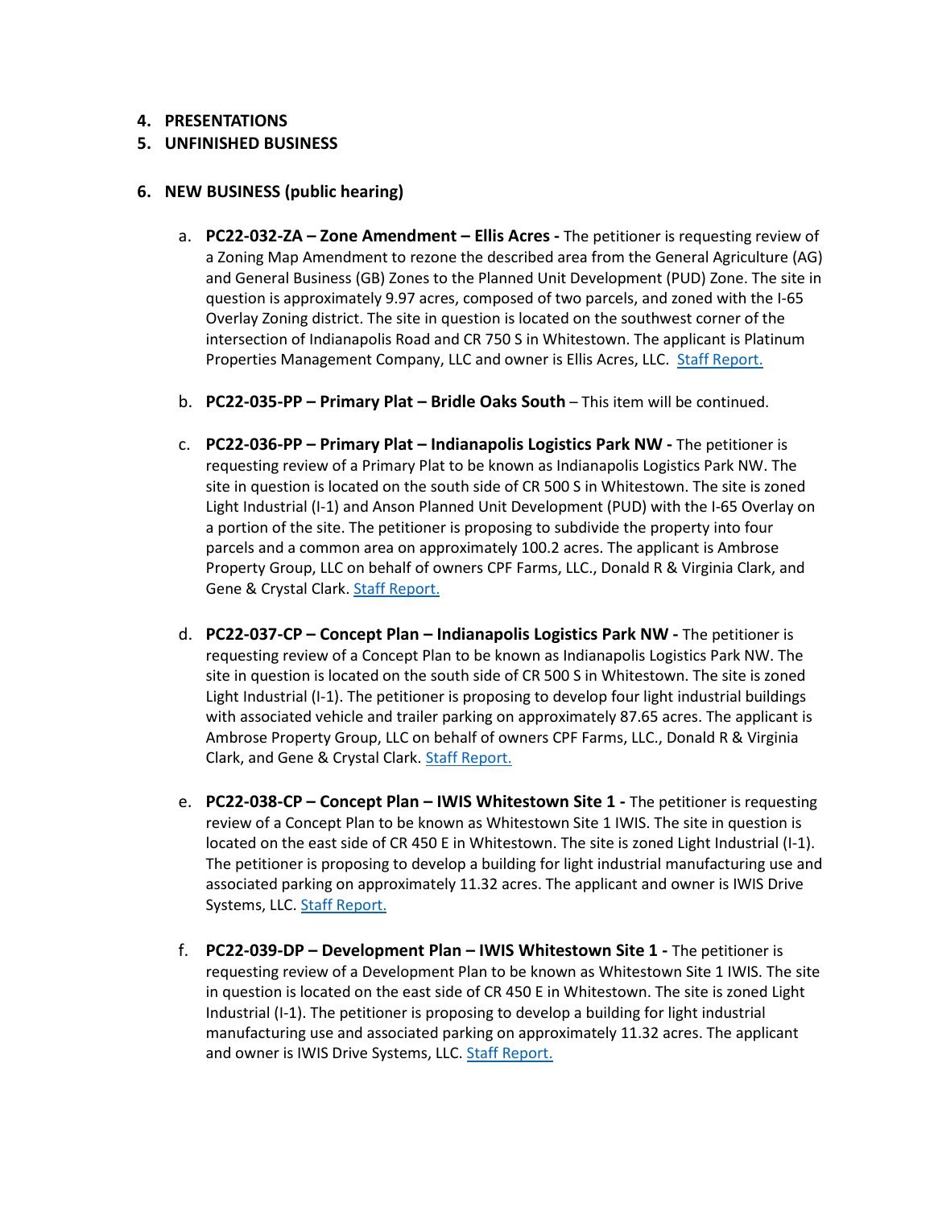4. **PRESENTATIONS**
5. **UNFINISHED BUSINESS**

6. **NEW BUSINESS (public hearing)**

   a. **PC22-032-ZA – Zone Amendment – Ellis Acres -** The petitioner is requesting review of a Zoning Map Amendment to rezone the described area from the General Agriculture (AG) and General Business (GB) Zones to the Planned Unit Development (PUD) Zone. The site in question is approximately 9.97 acres, composed of two parcels, and zoned with the I-65 Overlay Zoning district. The site in question is located on the southwest corner of the intersection of Indianapolis Road and CR 750 S in Whitestown. The applicant is Platinum Properties Management Company, LLC and owner is Ellis Acres, LLC. Staff Report.

   b. **PC22-035-PP – Primary Plat – Bridle Oaks South** – This item will be continued.

   c. **PC22-036-PP – Primary Plat – Indianapolis Logistics Park NW -** The petitioner is requesting review of a Primary Plat to be known as Indianapolis Logistics Park NW. The site in question is located on the south side of CR 500 S in Whitestown. The site is zoned Light Industrial (I-1) and Anson Planned Unit Development (PUD) with the I-65 Overlay on a portion of the site. The petitioner is proposing to subdivide the property into four parcels and a common area on approximately 100.2 acres. The applicant is Ambrose Property Group, LLC on behalf of owners CPF Farms, LLC., Donald R & Virginia Clark, and Gene & Crystal Clark. Staff Report.

   d. **PC22-037-CP – Concept Plan – Indianapolis Logistics Park NW -** The petitioner is requesting review of a Concept Plan to be known as Indianapolis Logistics Park NW. The site in question is located on the south side of CR 500 S in Whitestown. The site is zoned Light Industrial (I-1). The petitioner is proposing to develop four light industrial buildings with associated vehicle and trailer parking on approximately 87.65 acres. The applicant is Ambrose Property Group, LLC on behalf of owners CPF Farms, LLC., Donald R & Virginia Clark, and Gene & Crystal Clark. Staff Report.

   e. **PC22-038-CP – Concept Plan – IWIS Whitestown Site 1 -** The petitioner is requesting review of a Concept Plan to be known as Whitestown Site 1 IWIS. The site in question is located on the east side of CR 450 E in Whitestown. The site is zoned Light Industrial (I-1). The petitioner is proposing to develop a building for light industrial manufacturing use and associated parking on approximately 11.32 acres. The applicant and owner is IWIS Drive Systems, LLC. Staff Report.

   f. **PC22-039-DP – Development Plan – IWIS Whitestown Site 1 -** The petitioner is requesting review of a Development Plan to be known as Whitestown Site 1 IWIS. The site in question is located on the east side of CR 450 E in Whitestown. The site is zoned Light Industrial (I-1). The petitioner is proposing to develop a building for light industrial manufacturing use and associated parking on approximately 11.32 acres. The applicant and owner is IWIS Drive Systems, LLC. Staff Report.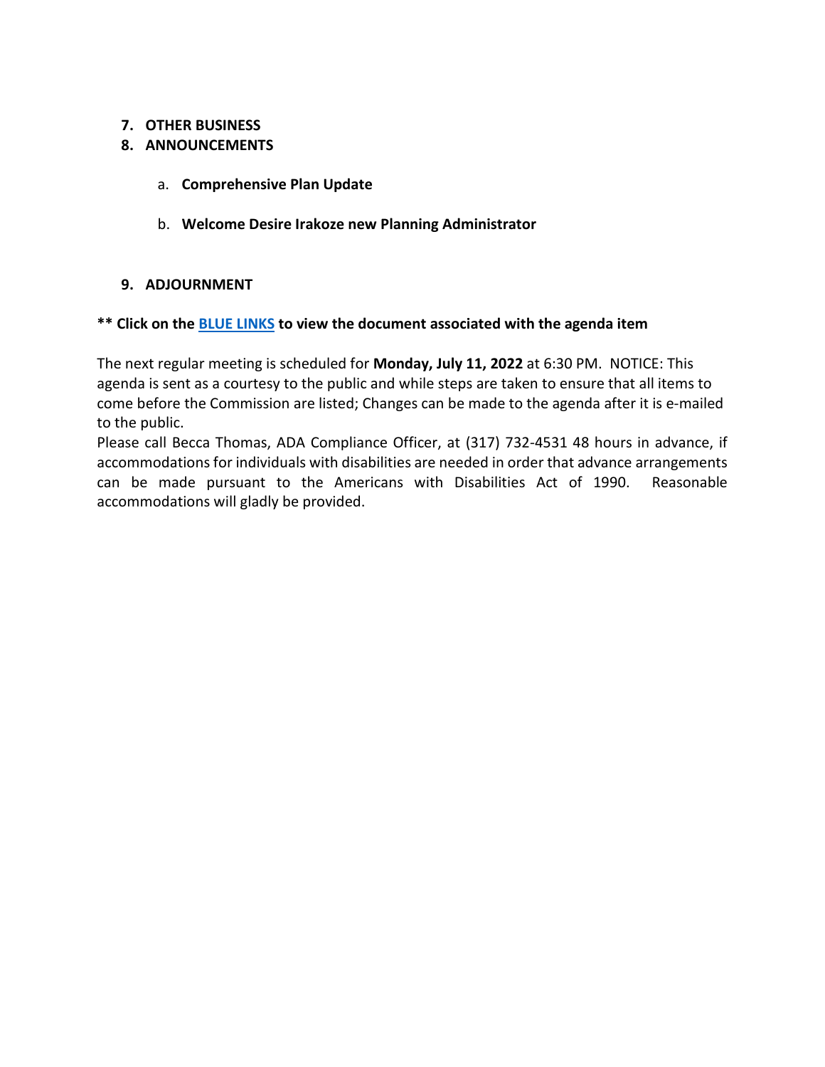7. **OTHER BUSINESS**
8. **ANNOUNCEMENTS**

    a. **Comprehensive Plan Update**

    b. **Welcome Desire Irakoze new Planning Administrator**

9. **ADJOURNMENT**

**\*\* Click on the BLUE LINKS to view the document associated with the agenda item**

The next regular meeting is scheduled for **Monday, July 11, 2022** at 6:30 PM. NOTICE: This agenda is sent as a courtesy to the public and while steps are taken to ensure that all items to come before the Commission are listed; Changes can be made to the agenda after it is e-mailed to the public.

Please call Becca Thomas, ADA Compliance Officer, at (317) 732-4531 48 hours in advance, if accommodations for individuals with disabilities are needed in order that advance arrangements can be made pursuant to the Americans with Disabilities Act of 1990. Reasonable accommodations will gladly be provided.